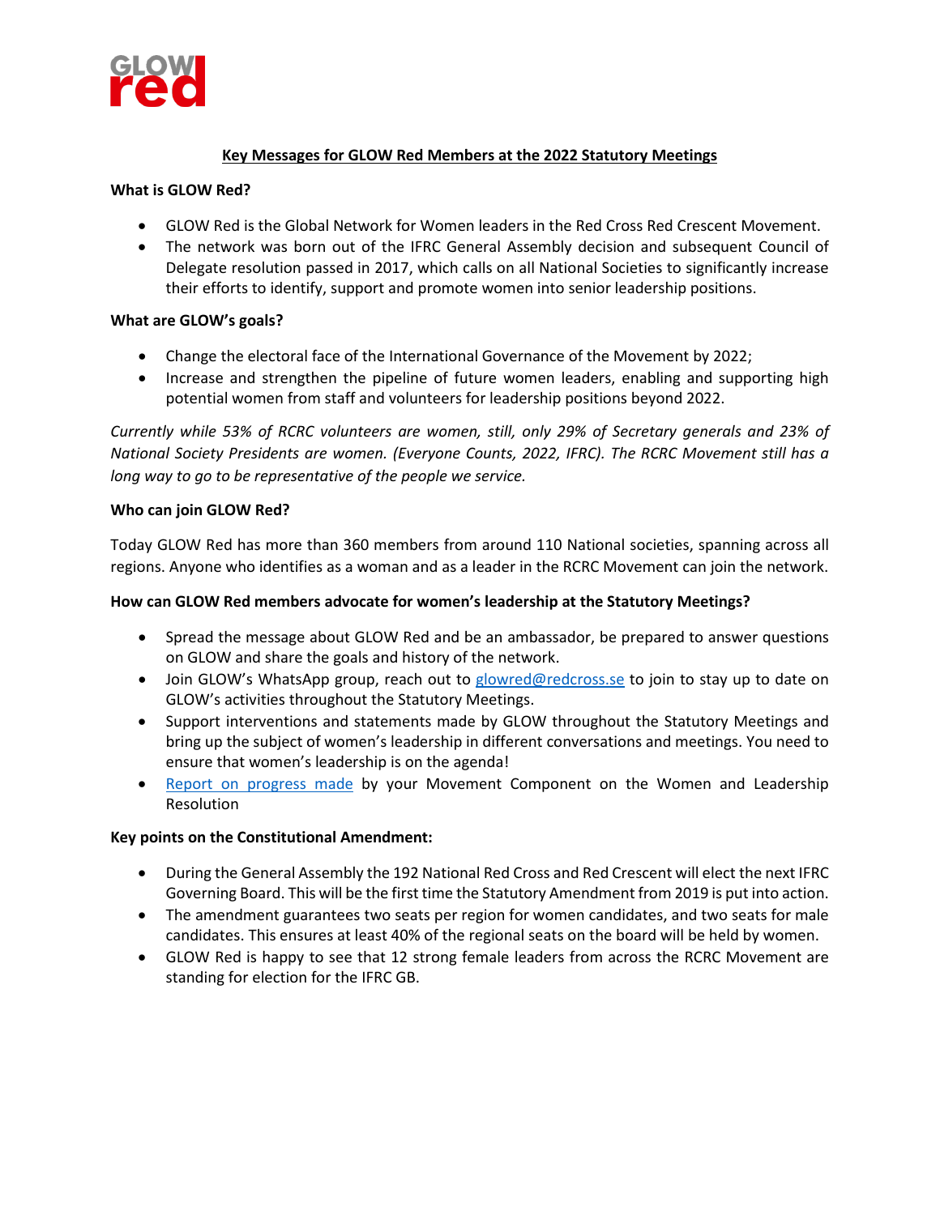GLOW red

# Key Messages for GLOW Red Members at the 2022 Statutory Meetings

**What is GLOW Red?**

- GLOW Red is the Global Network for Women leaders in the Red Cross Red Crescent Movement.
- The network was born out of the IFRC General Assembly decision and subsequent Council of Delegate resolution passed in 2017, which calls on all National Societies to significantly increase their efforts to identify, support and promote women into senior leadership positions.

**What are GLOW's goals?**

- Change the electoral face of the International Governance of the Movement by 2022;
- Increase and strengthen the pipeline of future women leaders, enabling and supporting high potential women from staff and volunteers for leadership positions beyond 2022.

*Currently while 53% of RCRC volunteers are women, still, only 29% of Secretary generals and 23% of National Society Presidents are women. (Everyone Counts, 2022, IFRC). The RCRC Movement still has a long way to go to be representative of the people we service.*

**Who can join GLOW Red?**

Today GLOW Red has more than 360 members from around 110 National societies, spanning across all regions. Anyone who identifies as a woman and as a leader in the RCRC Movement can join the network.

**How can GLOW Red members advocate for women's leadership at the Statutory Meetings?**

- Spread the message about GLOW Red and be an ambassador, be prepared to answer questions on GLOW and share the goals and history of the network.
- Join GLOW's WhatsApp group, reach out to glowred@redcross.se to join to stay up to date on GLOW's activities throughout the Statutory Meetings.
- Support interventions and statements made by GLOW throughout the Statutory Meetings and bring up the subject of women's leadership in different conversations and meetings. You need to ensure that women's leadership is on the agenda!
- Report on progress made by your Movement Component on the Women and Leadership Resolution

**Key points on the Constitutional Amendment:**

- During the General Assembly the 192 National Red Cross and Red Crescent will elect the next IFRC Governing Board. This will be the first time the Statutory Amendment from 2019 is put into action.
- The amendment guarantees two seats per region for women candidates, and two seats for male candidates. This ensures at least 40% of the regional seats on the board will be held by women.
- GLOW Red is happy to see that 12 strong female leaders from across the RCRC Movement are standing for election for the IFRC GB.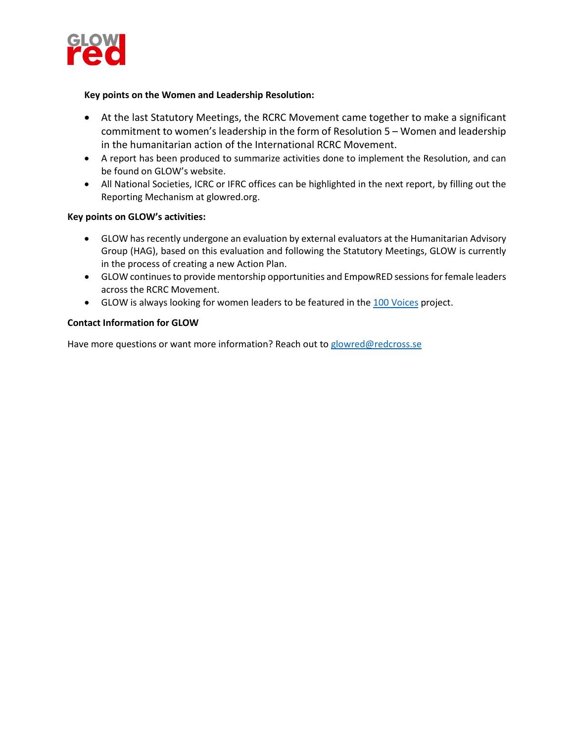**Key points on the Women and Leadership Resolution:**

- At the last Statutory Meetings, the RCRC Movement came together to make a significant commitment to women's leadership in the form of Resolution 5 – Women and leadership in the humanitarian action of the International RCRC Movement.
- A report has been produced to summarize activities done to implement the Resolution, and can be found on GLOW's website.
- All National Societies, ICRC or IFRC offices can be highlighted in the next report, by filling out the Reporting Mechanism at glowred.org.

**Key points on GLOW's activities:**

- GLOW has recently undergone an evaluation by external evaluators at the Humanitarian Advisory Group (HAG), based on this evaluation and following the Statutory Meetings, GLOW is currently in the process of creating a new Action Plan.
- GLOW continues to provide mentorship opportunities and EmpowRED sessions for female leaders across the RCRC Movement.
- GLOW is always looking for women leaders to be featured in the 100 Voices project.

**Contact Information for GLOW**

Have more questions or want more information? Reach out to glowred@redcross.se